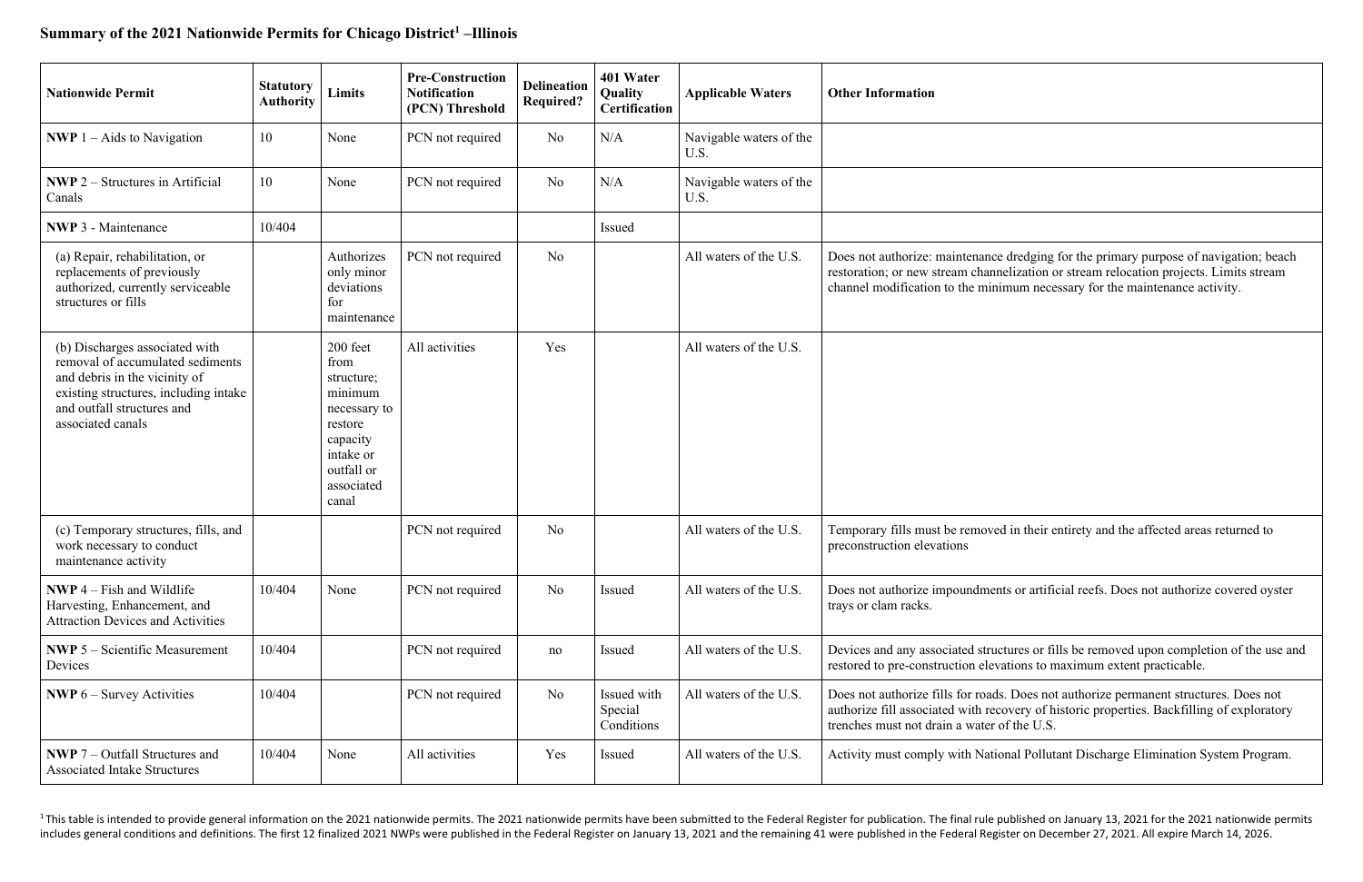## Summary of the 2021 Nationwide Permits for Chicago District[1] –Illinois

| Nationwide Permit | Statutory Authority | Limits | Pre-Construction Notification (PCN) Threshold | Delineation Required? | 401 Water Quality Certification | Applicable Waters | Other Information |
|---|---|---|---|---|---|---|---|
| **NWP** 1 – Aids to Navigation | 10 | None | PCN not required | No | N/A | Navigable waters of the U.S. | |
| **NWP** 2 – Structures in Artificial Canals | 10 | None | PCN not required | No | N/A | Navigable waters of the U.S. | |
| **NWP** 3 - Maintenance | 10/404 | | | | Issued | | |
| (a) Repair, rehabilitation, or replacements of previously authorized, currently serviceable structures or fills | | Authorizes only minor deviations for maintenance | PCN not required | No | | All waters of the U.S. | Does not authorize: maintenance dredging for the primary purpose of navigation; beach restoration; or new stream channelization or stream relocation projects. Limits stream channel modification to the minimum necessary for the maintenance activity. |
| (b) Discharges associated with removal of accumulated sediments and debris in the vicinity of existing structures, including intake and outfall structures and associated canals | | 200 feet from structure; minimum necessary to restore capacity intake or outfall or associated canal | All activities | Yes | | All waters of the U.S. | |
| (c) Temporary structures, fills, and work necessary to conduct maintenance activity | | | PCN not required | No | | All waters of the U.S. | Temporary fills must be removed in their entirety and the affected areas returned to preconstruction elevations |
| **NWP** 4 – Fish and Wildlife Harvesting, Enhancement, and Attraction Devices and Activities | 10/404 | None | PCN not required | No | Issued | All waters of the U.S. | Does not authorize impoundments or artificial reefs. Does not authorize covered oyster trays or clam racks. |
| **NWP** 5 – Scientific Measurement Devices | 10/404 | | PCN not required | no | Issued | All waters of the U.S. | Devices and any associated structures or fills be removed upon completion of the use and restored to pre-construction elevations to maximum extent practicable. |
| **NWP** 6 – Survey Activities | 10/404 | | PCN not required | No | Issued with Special Conditions | All waters of the U.S. | Does not authorize fills for roads. Does not authorize permanent structures. Does not authorize fill associated with recovery of historic properties. Backfilling of exploratory trenches must not drain a water of the U.S. |
| **NWP** 7 – Outfall Structures and Associated Intake Structures | 10/404 | None | All activities | Yes | Issued | All waters of the U.S. | Activity must comply with National Pollutant Discharge Elimination System Program. |

[1] This table is intended to provide general information on the 2021 nationwide permits. The 2021 nationwide permits have been submitted to the Federal Register for publication. The final rule published on January 13, 2021 for the 2021 nationwide permits includes general conditions and definitions. The first 12 finalized 2021 NWPs were published in the Federal Register on January 13, 2021 and the remaining 41 were published in the Federal Register on December 27, 2021. All expire March 14, 2026.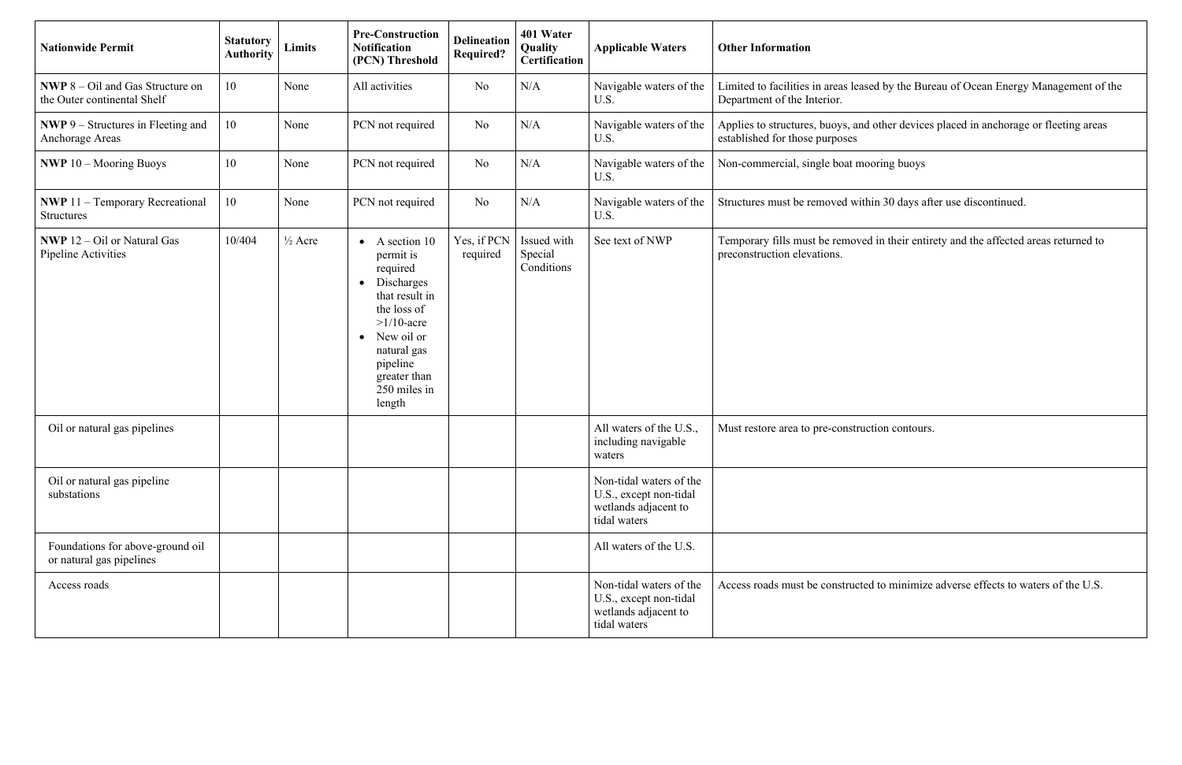| Nationwide Permit | Statutory Authority | Limits | Pre-Construction Notification (PCN) Threshold | Delineation Required? | 401 Water Quality Certification | Applicable Waters | Other Information |
|---|---|---|---|---|---|---|---|
| **NWP** 8 – Oil and Gas Structure on the Outer continental Shelf | 10 | None | All activities | No | N/A | Navigable waters of the U.S. | Limited to facilities in areas leased by the Bureau of Ocean Energy Management of the Department of the Interior. |
| **NWP** 9 – Structures in Fleeting and Anchorage Areas | 10 | None | PCN not required | No | N/A | Navigable waters of the U.S. | Applies to structures, buoys, and other devices placed in anchorage or fleeting areas established for those purposes |
| **NWP** 10 – Mooring Buoys | 10 | None | PCN not required | No | N/A | Navigable waters of the U.S. | Non-commercial, single boat mooring buoys |
| **NWP** 11 – Temporary Recreational Structures | 10 | None | PCN not required | No | N/A | Navigable waters of the U.S. | Structures must be removed within 30 days after use discontinued. |
| **NWP** 12 – Oil or Natural Gas Pipeline Activities | 10/404 | ½ Acre | • A section 10 permit is required<br>• Discharges that result in the loss of >1/10-acre<br>• New oil or natural gas pipeline greater than 250 miles in length | Yes, if PCN required | Issued with Special Conditions | See text of NWP | Temporary fills must be removed in their entirety and the affected areas returned to preconstruction elevations. |
| Oil or natural gas pipelines | | | | | | All waters of the U.S., including navigable waters | Must restore area to pre-construction contours. |
| Oil or natural gas pipeline substations | | | | | | Non-tidal waters of the U.S., except non-tidal wetlands adjacent to tidal waters | |
| Foundations for above-ground oil or natural gas pipelines | | | | | | All waters of the U.S. | |
| Access roads | | | | | | Non-tidal waters of the U.S., except non-tidal wetlands adjacent to tidal waters | Access roads must be constructed to minimize adverse effects to waters of the U.S. |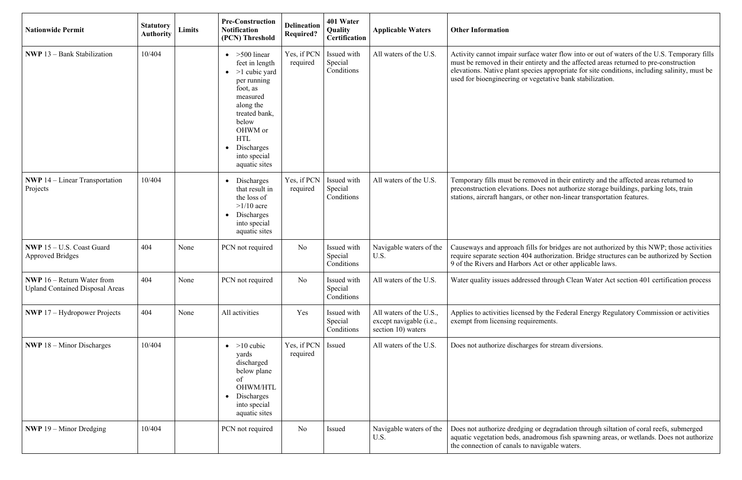| Nationwide Permit | Statutory Authority | Limits | Pre-Construction Notification (PCN) Threshold | Delineation Required? | 401 Water Quality Certification | Applicable Waters | Other Information |
|---|---|---|---|---|---|---|---|
| **NWP** 13 – Bank Stabilization | 10/404 | | • >500 linear feet in length<br>• >1 cubic yard per running foot, as measured along the treated bank, below OHWM or HTL<br>• Discharges into special aquatic sites | Yes, if PCN required | Issued with Special Conditions | All waters of the U.S. | Activity cannot impair surface water flow into or out of waters of the U.S. Temporary fills must be removed in their entirety and the affected areas returned to pre-construction elevations. Native plant species appropriate for site conditions, including salinity, must be used for bioengineering or vegetative bank stabilization. |
| **NWP** 14 – Linear Transportation Projects | 10/404 | | • Discharges that result in the loss of >1/10 acre<br>• Discharges into special aquatic sites | Yes, if PCN required | Issued with Special Conditions | All waters of the U.S. | Temporary fills must be removed in their entirety and the affected areas returned to preconstruction elevations. Does not authorize storage buildings, parking lots, train stations, aircraft hangars, or other non-linear transportation features. |
| **NWP** 15 – U.S. Coast Guard Approved Bridges | 404 | None | PCN not required | No | Issued with Special Conditions | Navigable waters of the U.S. | Causeways and approach fills for bridges are not authorized by this NWP; those activities require separate section 404 authorization. Bridge structures can be authorized by Section 9 of the Rivers and Harbors Act or other applicable laws. |
| **NWP** 16 – Return Water from Upland Contained Disposal Areas | 404 | None | PCN not required | No | Issued with Special Conditions | All waters of the U.S. | Water quality issues addressed through Clean Water Act section 401 certification process |
| **NWP** 17 – Hydropower Projects | 404 | None | All activities | Yes | Issued with Special Conditions | All waters of the U.S., except navigable (i.e., section 10) waters | Applies to activities licensed by the Federal Energy Regulatory Commission or activities exempt from licensing requirements. |
| **NWP** 18 – Minor Discharges | 10/404 | | • >10 cubic yards discharged below plane of OHWM/HTL<br>• Discharges into special aquatic sites | Yes, if PCN required | Issued | All waters of the U.S. | Does not authorize discharges for stream diversions. |
| **NWP** 19 – Minor Dredging | 10/404 | | PCN not required | No | Issued | Navigable waters of the U.S. | Does not authorize dredging or degradation through siltation of coral reefs, submerged aquatic vegetation beds, anadromous fish spawning areas, or wetlands. Does not authorize the connection of canals to navigable waters. |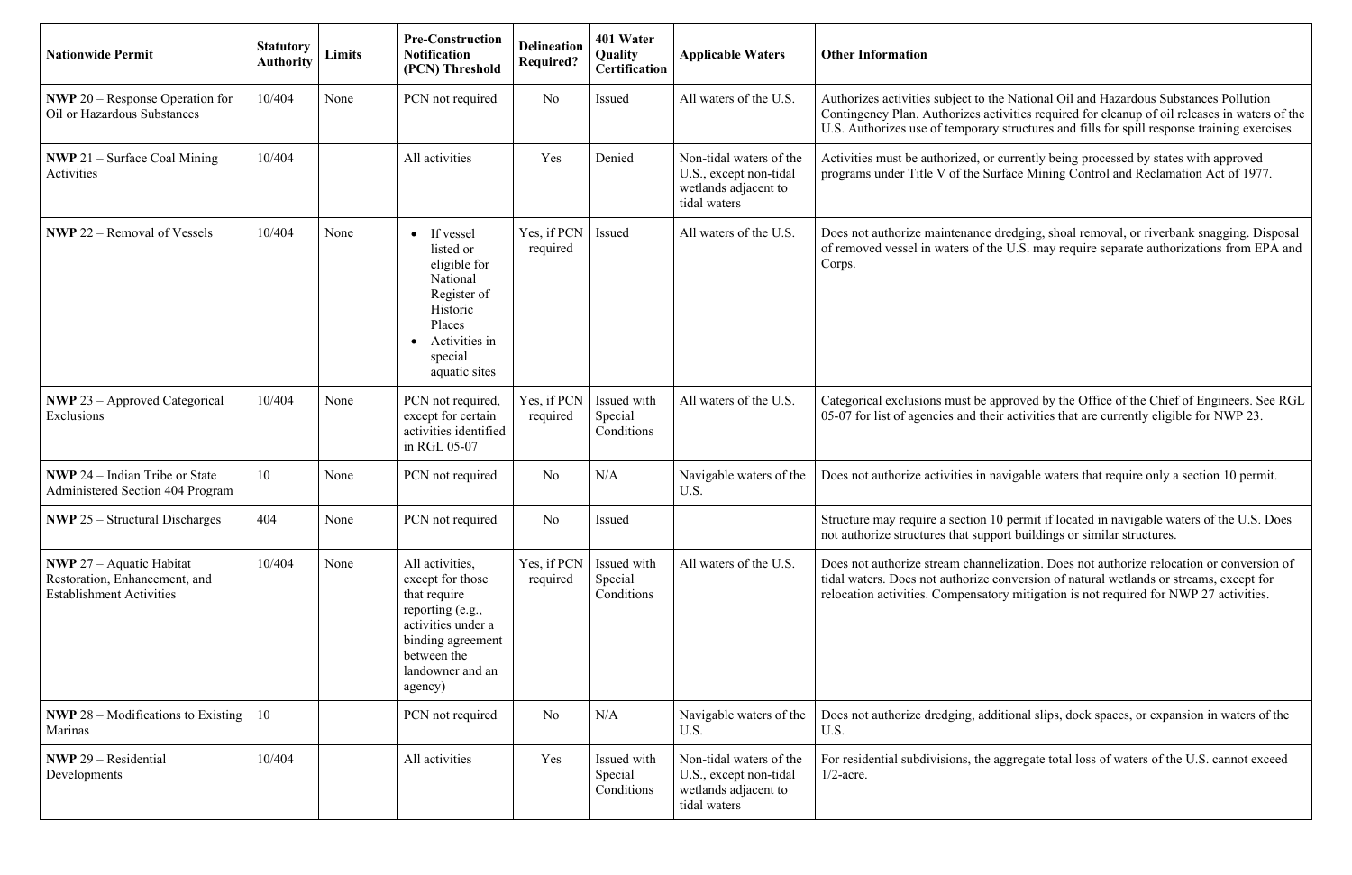| Nationwide Permit | Statutory Authority | Limits | Pre-Construction Notification (PCN) Threshold | Delineation Required? | 401 Water Quality Certification | Applicable Waters | Other Information |
|---|---|---|---|---|---|---|---|
| **NWP** 20 – Response Operation for Oil or Hazardous Substances | 10/404 | None | PCN not required | No | Issued | All waters of the U.S. | Authorizes activities subject to the National Oil and Hazardous Substances Pollution Contingency Plan. Authorizes activities required for cleanup of oil releases in waters of the U.S. Authorizes use of temporary structures and fills for spill response training exercises. |
| **NWP** 21 – Surface Coal Mining Activities | 10/404 | | All activities | Yes | Denied | Non-tidal waters of the U.S., except non-tidal wetlands adjacent to tidal waters | Activities must be authorized, or currently being processed by states with approved programs under Title V of the Surface Mining Control and Reclamation Act of 1977. |
| **NWP** 22 – Removal of Vessels | 10/404 | None | • If vessel listed or eligible for National Register of Historic Places<br>• Activities in special aquatic sites | Yes, if PCN required | Issued | All waters of the U.S. | Does not authorize maintenance dredging, shoal removal, or riverbank snagging. Disposal of removed vessel in waters of the U.S. may require separate authorizations from EPA and Corps. |
| **NWP** 23 – Approved Categorical Exclusions | 10/404 | None | PCN not required, except for certain activities identified in RGL 05-07 | Yes, if PCN required | Issued with Special Conditions | All waters of the U.S. | Categorical exclusions must be approved by the Office of the Chief of Engineers. See RGL 05-07 for list of agencies and their activities that are currently eligible for NWP 23. |
| **NWP** 24 – Indian Tribe or State Administered Section 404 Program | 10 | None | PCN not required | No | N/A | Navigable waters of the U.S. | Does not authorize activities in navigable waters that require only a section 10 permit. |
| **NWP** 25 – Structural Discharges | 404 | None | PCN not required | No | Issued | | Structure may require a section 10 permit if located in navigable waters of the U.S. Does not authorize structures that support buildings or similar structures. |
| **NWP** 27 – Aquatic Habitat Restoration, Enhancement, and Establishment Activities | 10/404 | None | All activities, except for those that require reporting (e.g., activities under a binding agreement between the landowner and an agency) | Yes, if PCN required | Issued with Special Conditions | All waters of the U.S. | Does not authorize stream channelization. Does not authorize relocation or conversion of tidal waters. Does not authorize conversion of natural wetlands or streams, except for relocation activities. Compensatory mitigation is not required for NWP 27 activities. |
| **NWP** 28 – Modifications to Existing Marinas | 10 | | PCN not required | No | N/A | Navigable waters of the U.S. | Does not authorize dredging, additional slips, dock spaces, or expansion in waters of the U.S. |
| **NWP** 29 – Residential Developments | 10/404 | | All activities | Yes | Issued with Special Conditions | Non-tidal waters of the U.S., except non-tidal wetlands adjacent to tidal waters | For residential subdivisions, the aggregate total loss of waters of the U.S. cannot exceed 1/2-acre. |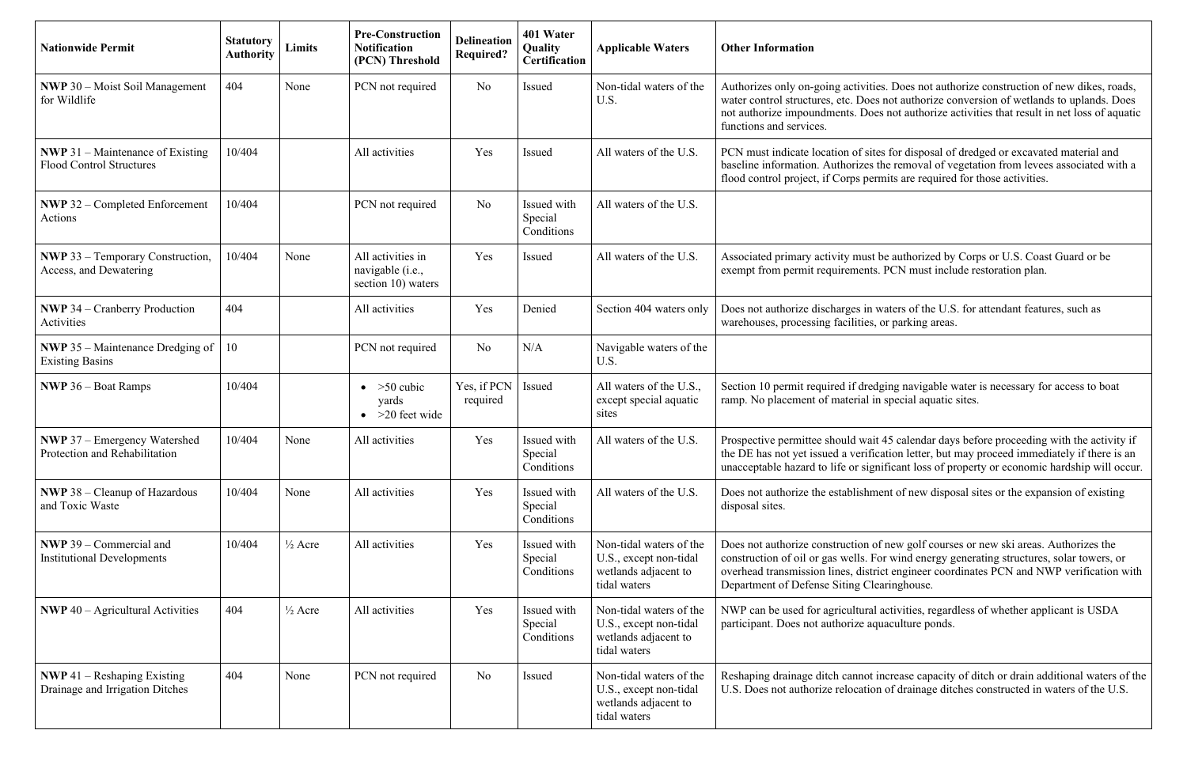| Nationwide Permit | Statutory Authority | Limits | Pre-Construction Notification (PCN) Threshold | Delineation Required? | 401 Water Quality Certification | Applicable Waters | Other Information |
| --- | --- | --- | --- | --- | --- | --- | --- |
| **NWP** 30 – Moist Soil Management for Wildlife | 404 | None | PCN not required | No | Issued | Non-tidal waters of the U.S. | Authorizes only on-going activities. Does not authorize construction of new dikes, roads, water control structures, etc. Does not authorize conversion of wetlands to uplands. Does not authorize impoundments. Does not authorize activities that result in net loss of aquatic functions and services. |
| **NWP** 31 – Maintenance of Existing Flood Control Structures | 10/404 | | All activities | Yes | Issued | All waters of the U.S. | PCN must indicate location of sites for disposal of dredged or excavated material and baseline information. Authorizes the removal of vegetation from levees associated with a flood control project, if Corps permits are required for those activities. |
| **NWP** 32 – Completed Enforcement Actions | 10/404 | | PCN not required | No | Issued with Special Conditions | All waters of the U.S. | |
| **NWP** 33 – Temporary Construction, Access, and Dewatering | 10/404 | None | All activities in navigable (i.e., section 10) waters | Yes | Issued | All waters of the U.S. | Associated primary activity must be authorized by Corps or U.S. Coast Guard or be exempt from permit requirements. PCN must include restoration plan. |
| **NWP** 34 – Cranberry Production Activities | 404 | | All activities | Yes | Denied | Section 404 waters only | Does not authorize discharges in waters of the U.S. for attendant features, such as warehouses, processing facilities, or parking areas. |
| **NWP** 35 – Maintenance Dredging of Existing Basins | 10 | | PCN not required | No | N/A | Navigable waters of the U.S. | |
| **NWP** 36 – Boat Ramps | 10/404 | | • >50 cubic yards<br>• >20 feet wide | Yes, if PCN required | Issued | All waters of the U.S., except special aquatic sites | Section 10 permit required if dredging navigable water is necessary for access to boat ramp. No placement of material in special aquatic sites. |
| **NWP** 37 – Emergency Watershed Protection and Rehabilitation | 10/404 | None | All activities | Yes | Issued with Special Conditions | All waters of the U.S. | Prospective permittee should wait 45 calendar days before proceeding with the activity if the DE has not yet issued a verification letter, but may proceed immediately if there is an unacceptable hazard to life or significant loss of property or economic hardship will occur. |
| **NWP** 38 – Cleanup of Hazardous and Toxic Waste | 10/404 | None | All activities | Yes | Issued with Special Conditions | All waters of the U.S. | Does not authorize the establishment of new disposal sites or the expansion of existing disposal sites. |
| **NWP** 39 – Commercial and Institutional Developments | 10/404 | ½ Acre | All activities | Yes | Issued with Special Conditions | Non-tidal waters of the U.S., except non-tidal wetlands adjacent to tidal waters | Does not authorize construction of new golf courses or new ski areas. Authorizes the construction of oil or gas wells. For wind energy generating structures, solar towers, or overhead transmission lines, district engineer coordinates PCN and NWP verification with Department of Defense Siting Clearinghouse. |
| **NWP** 40 – Agricultural Activities | 404 | ½ Acre | All activities | Yes | Issued with Special Conditions | Non-tidal waters of the U.S., except non-tidal wetlands adjacent to tidal waters | NWP can be used for agricultural activities, regardless of whether applicant is USDA participant. Does not authorize aquaculture ponds. |
| **NWP** 41 – Reshaping Existing Drainage and Irrigation Ditches | 404 | None | PCN not required | No | Issued | Non-tidal waters of the U.S., except non-tidal wetlands adjacent to tidal waters | Reshaping drainage ditch cannot increase capacity of ditch or drain additional waters of the U.S. Does not authorize relocation of drainage ditches constructed in waters of the U.S. |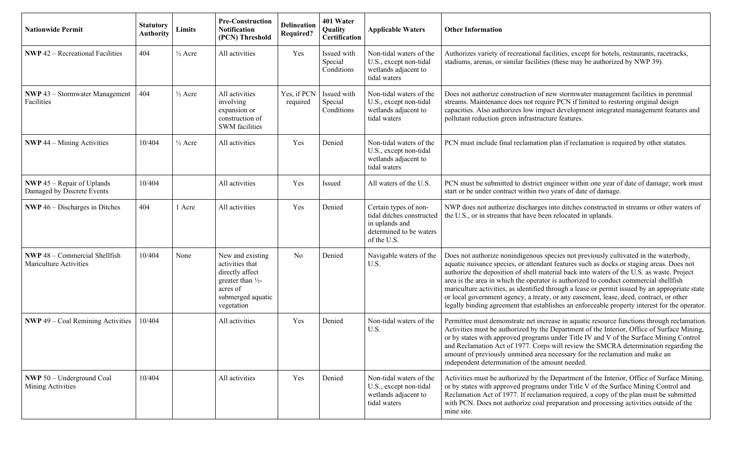| Nationwide Permit | Statutory Authority | Limits | Pre-Construction Notification (PCN) Threshold | Delineation Required? | 401 Water Quality Certification | Applicable Waters | Other Information |
|---|---|---|---|---|---|---|---|
| **NWP** 42 – Recreational Facilities | 404 | ½ Acre | All activities | Yes | Issued with Special Conditions | Non-tidal waters of the U.S., except non-tidal wetlands adjacent to tidal waters | Authorizes variety of recreational facilities, except for hotels, restaurants, racetracks, stadiums, arenas, or similar facilities (these may be authorized by NWP 39). |
| **NWP** 43 – Stormwater Management Facilities | 404 | ½ Acre | All activities involving expansion or construction of SWM facilities | Yes, if PCN required | Issued with Special Conditions | Non-tidal waters of the U.S., except non-tidal wetlands adjacent to tidal waters | Does not authorize construction of new stormwater management facilities in perennial streams. Maintenance does not require PCN if limited to restoring original design capacities. Also authorizes low impact development integrated management features and pollutant reduction green infrastructure features. |
| **NWP** 44 – Mining Activities | 10/404 | ½ Acre | All activities | Yes | Denied | Non-tidal waters of the U.S., except non-tidal wetlands adjacent to tidal waters | PCN must include final reclamation plan if reclamation is required by other statutes. |
| **NWP** 45 – Repair of Uplands Damaged by Discrete Events | 10/404 | | All activities | Yes | Issued | All waters of the U.S. | PCN must be submitted to district engineer within one year of date of damage; work must start or be under contract within two years of date of damage. |
| **NWP** 46 – Discharges in Ditches | 404 | 1 Acre | All activities | Yes | Denied | Certain types of non-tidal ditches constructed in uplands and determined to be waters of the U.S. | NWP does not authorize discharges into ditches constructed in streams or other waters of the U.S., or in streams that have been relocated in uplands. |
| **NWP** 48 – Commercial Shellfish Mariculture Activities | 10/404 | None | New and existing activities that directly affect greater than ½-acres of submerged aquatic vegetation | No | Denied | Navigable waters of the U.S. | Does not authorize nonindigenous species not previously cultivated in the waterbody, aquatic nuisance species, or attendant features such as docks or staging areas. Does not authorize the deposition of shell material back into waters of the U.S. as waste. Project area is the area in which the operator is authorized to conduct commercial shellfish mariculture activities, as identified through a lease or permit issued by an appropriate state or local government agency, a treaty, or any easement, lease, deed, contract, or other legally binding agreement that establishes an enforceable property interest for the operator. |
| **NWP** 49 – Coal Remining Activities | 10/404 | | All activities | Yes | Denied | Non-tidal waters of the U.S. | Permittee must demonstrate net increase in aquatic resource functions through reclamation. Activities must be authorized by the Department of the Interior, Office of Surface Mining, or by states with approved programs under Title IV and V of the Surface Mining Control and Reclamation Act of 1977. Corps will review the SMCRA determination regarding the amount of previously unmined area necessary for the reclamation and make an independent determination of the amount needed. |
| **NWP** 50 – Underground Coal Mining Activities | 10/404 | | All activities | Yes | Denied | Non-tidal waters of the U.S., except non-tidal wetlands adjacent to tidal waters | Activities must be authorized by the Department of the Interior, Office of Surface Mining, or by states with approved programs under Title V of the Surface Mining Control and Reclamation Act of 1977. If reclamation required, a copy of the plan must be submitted with PCN. Does not authorize coal preparation and processing activities outside of the mine site. |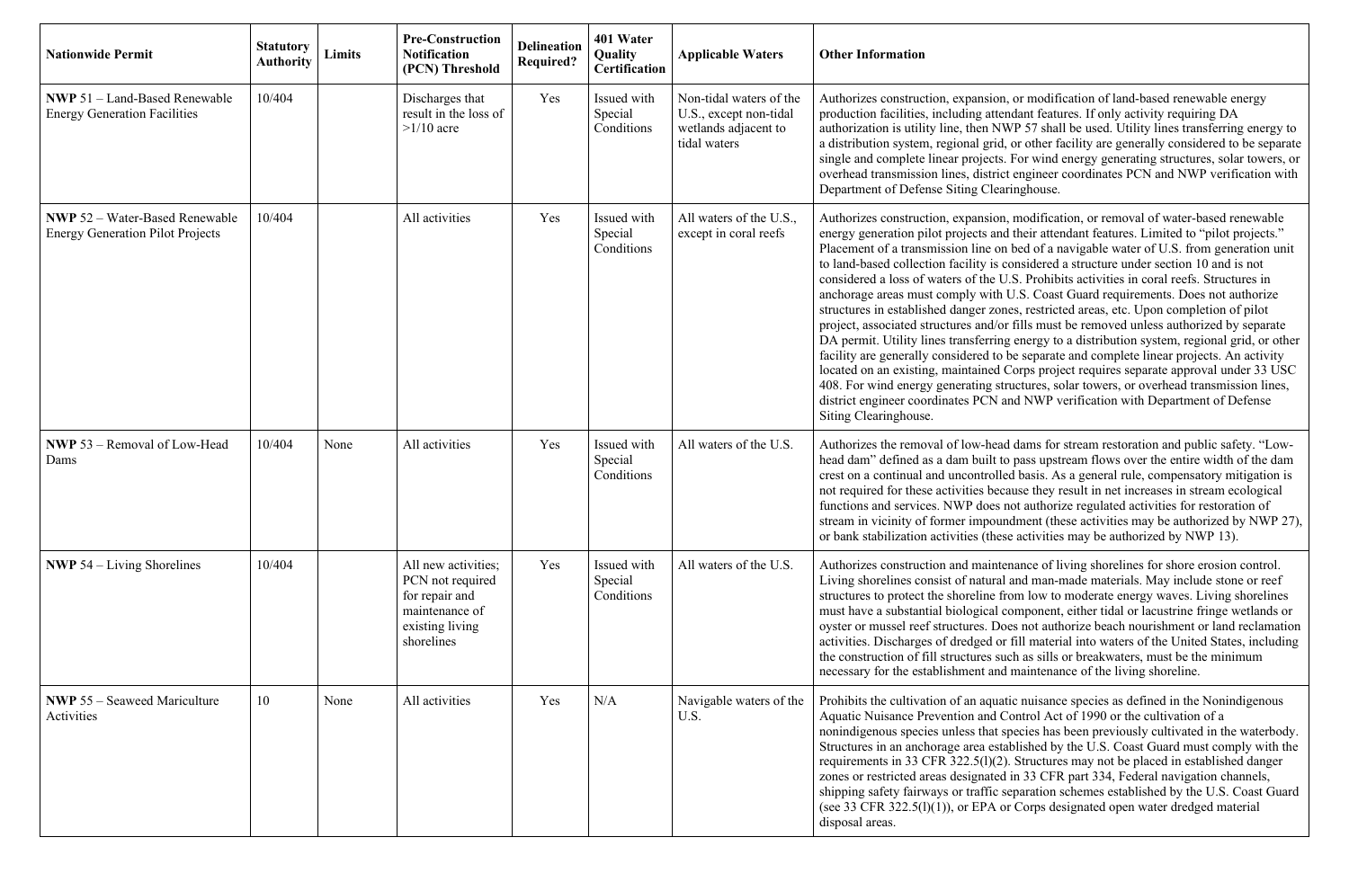| Nationwide Permit | Statutory Authority | Limits | Pre-Construction Notification (PCN) Threshold | Delineation Required? | 401 Water Quality Certification | Applicable Waters | Other Information |
|---|---|---|---|---|---|---|---|
| **NWP** 51 – Land-Based Renewable Energy Generation Facilities | 10/404 | | Discharges that result in the loss of >1/10 acre | Yes | Issued with Special Conditions | Non-tidal waters of the U.S., except non-tidal wetlands adjacent to tidal waters | Authorizes construction, expansion, or modification of land-based renewable energy production facilities, including attendant features. If only activity requiring DA authorization is utility line, then NWP 57 shall be used. Utility lines transferring energy to a distribution system, regional grid, or other facility are generally considered to be separate single and complete linear projects. For wind energy generating structures, solar towers, or overhead transmission lines, district engineer coordinates PCN and NWP verification with Department of Defense Siting Clearinghouse. |
| **NWP** 52 – Water-Based Renewable Energy Generation Pilot Projects | 10/404 | | All activities | Yes | Issued with Special Conditions | All waters of the U.S., except in coral reefs | Authorizes construction, expansion, modification, or removal of water-based renewable energy generation pilot projects and their attendant features. Limited to "pilot projects." Placement of a transmission line on bed of a navigable water of U.S. from generation unit to land-based collection facility is considered a structure under section 10 and is not considered a loss of waters of the U.S. Prohibits activities in coral reefs. Structures in anchorage areas must comply with U.S. Coast Guard requirements. Does not authorize structures in established danger zones, restricted areas, etc. Upon completion of pilot project, associated structures and/or fills must be removed unless authorized by separate DA permit. Utility lines transferring energy to a distribution system, regional grid, or other facility are generally considered to be separate and complete linear projects. An activity located on an existing, maintained Corps project requires separate approval under 33 USC 408. For wind energy generating structures, solar towers, or overhead transmission lines, district engineer coordinates PCN and NWP verification with Department of Defense Siting Clearinghouse. |
| **NWP** 53 – Removal of Low-Head Dams | 10/404 | None | All activities | Yes | Issued with Special Conditions | All waters of the U.S. | Authorizes the removal of low-head dams for stream restoration and public safety. "Low-head dam" defined as a dam built to pass upstream flows over the entire width of the dam crest on a continual and uncontrolled basis. As a general rule, compensatory mitigation is not required for these activities because they result in net increases in stream ecological functions and services. NWP does not authorize regulated activities for restoration of stream in vicinity of former impoundment (these activities may be authorized by NWP 27), or bank stabilization activities (these activities may be authorized by NWP 13). |
| **NWP** 54 – Living Shorelines | 10/404 | | All new activities; PCN not required for repair and maintenance of existing living shorelines | Yes | Issued with Special Conditions | All waters of the U.S. | Authorizes construction and maintenance of living shorelines for shore erosion control. Living shorelines consist of natural and man-made materials. May include stone or reef structures to protect the shoreline from low to moderate energy waves. Living shorelines must have a substantial biological component, either tidal or lacustrine fringe wetlands or oyster or mussel reef structures. Does not authorize beach nourishment or land reclamation activities. Discharges of dredged or fill material into waters of the United States, including the construction of fill structures such as sills or breakwaters, must be the minimum necessary for the establishment and maintenance of the living shoreline. |
| **NWP** 55 – Seaweed Mariculture Activities | 10 | None | All activities | Yes | N/A | Navigable waters of the U.S. | Prohibits the cultivation of an aquatic nuisance species as defined in the Nonindigenous Aquatic Nuisance Prevention and Control Act of 1990 or the cultivation of a nonindigenous species unless that species has been previously cultivated in the waterbody. Structures in an anchorage area established by the U.S. Coast Guard must comply with the requirements in 33 CFR 322.5(l)(2). Structures may not be placed in established danger zones or restricted areas designated in 33 CFR part 334, Federal navigation channels, shipping safety fairways or traffic separation schemes established by the U.S. Coast Guard (see 33 CFR 322.5(l)(1)), or EPA or Corps designated open water dredged material disposal areas. |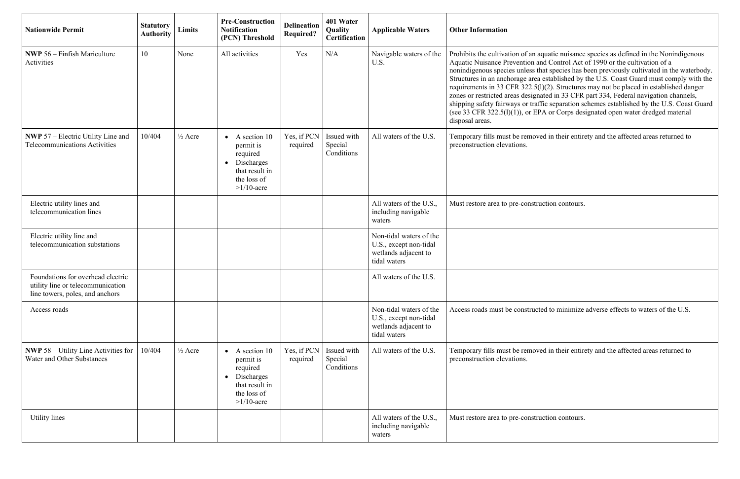| Nationwide Permit | Statutory Authority | Limits | Pre-Construction Notification (PCN) Threshold | Delineation Required? | 401 Water Quality Certification | Applicable Waters | Other Information |
|---|---|---|---|---|---|---|---|
| **NWP** 56 – Finfish Mariculture Activities | 10 | None | All activities | Yes | N/A | Navigable waters of the U.S. | Prohibits the cultivation of an aquatic nuisance species as defined in the Nonindigenous Aquatic Nuisance Prevention and Control Act of 1990 or the cultivation of a nonindigenous species unless that species has been previously cultivated in the waterbody. Structures in an anchorage area established by the U.S. Coast Guard must comply with the requirements in 33 CFR 322.5(l)(2). Structures may not be placed in established danger zones or restricted areas designated in 33 CFR part 334, Federal navigation channels, shipping safety fairways or traffic separation schemes established by the U.S. Coast Guard (see 33 CFR 322.5(l)(1)), or EPA or Corps designated open water dredged material disposal areas. |
| **NWP** 57 – Electric Utility Line and Telecommunications Activities | 10/404 | ½ Acre | • A section 10 permit is required<br>• Discharges that result in the loss of >1/10-acre | Yes, if PCN required | Issued with Special Conditions | All waters of the U.S. | Temporary fills must be removed in their entirety and the affected areas returned to preconstruction elevations. |
| Electric utility lines and telecommunication lines | | | | | | All waters of the U.S., including navigable waters | Must restore area to pre-construction contours. |
| Electric utility line and telecommunication substations | | | | | | Non-tidal waters of the U.S., except non-tidal wetlands adjacent to tidal waters | |
| Foundations for overhead electric utility line or telecommunication line towers, poles, and anchors | | | | | | All waters of the U.S. | |
| Access roads | | | | | | Non-tidal waters of the U.S., except non-tidal wetlands adjacent to tidal waters | Access roads must be constructed to minimize adverse effects to waters of the U.S. |
| **NWP** 58 – Utility Line Activities for Water and Other Substances | 10/404 | ½ Acre | • A section 10 permit is required<br>• Discharges that result in the loss of >1/10-acre | Yes, if PCN required | Issued with Special Conditions | All waters of the U.S. | Temporary fills must be removed in their entirety and the affected areas returned to preconstruction elevations. |
| Utility lines | | | | | | All waters of the U.S., including navigable waters | Must restore area to pre-construction contours. |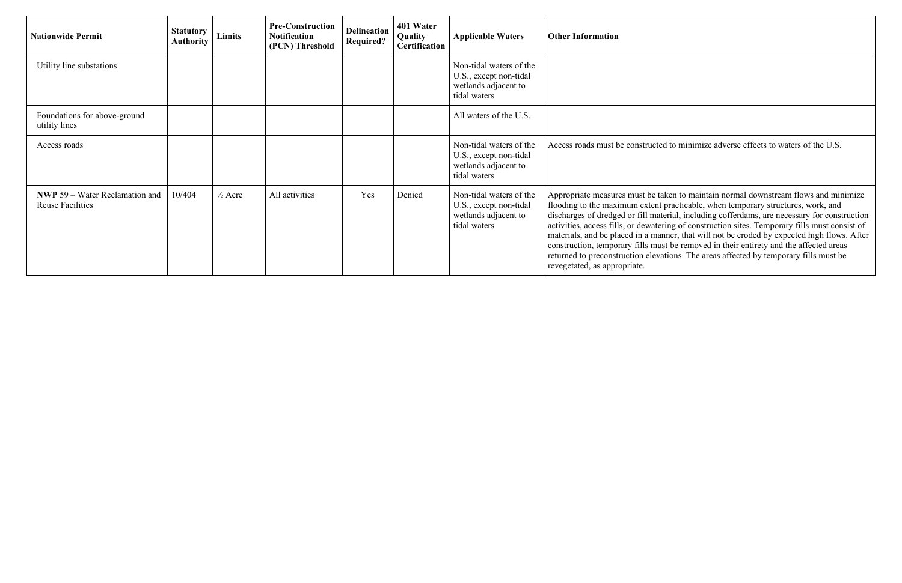| Nationwide Permit | Statutory Authority | Limits | Pre-Construction Notification (PCN) Threshold | Delineation Required? | 401 Water Quality Certification | Applicable Waters | Other Information |
|---|---|---|---|---|---|---|---|
| Utility line substations | | | | | | Non-tidal waters of the U.S., except non-tidal wetlands adjacent to tidal waters | |
| Foundations for above-ground utility lines | | | | | | All waters of the U.S. | |
| Access roads | | | | | | Non-tidal waters of the U.S., except non-tidal wetlands adjacent to tidal waters | Access roads must be constructed to minimize adverse effects to waters of the U.S. |
| **NWP** 59 – Water Reclamation and Reuse Facilities | 10/404 | ½ Acre | All activities | Yes | Denied | Non-tidal waters of the U.S., except non-tidal wetlands adjacent to tidal waters | Appropriate measures must be taken to maintain normal downstream flows and minimize flooding to the maximum extent practicable, when temporary structures, work, and discharges of dredged or fill material, including cofferdams, are necessary for construction activities, access fills, or dewatering of construction sites. Temporary fills must consist of materials, and be placed in a manner, that will not be eroded by expected high flows. After construction, temporary fills must be removed in their entirety and the affected areas returned to preconstruction elevations. The areas affected by temporary fills must be revegetated, as appropriate. |